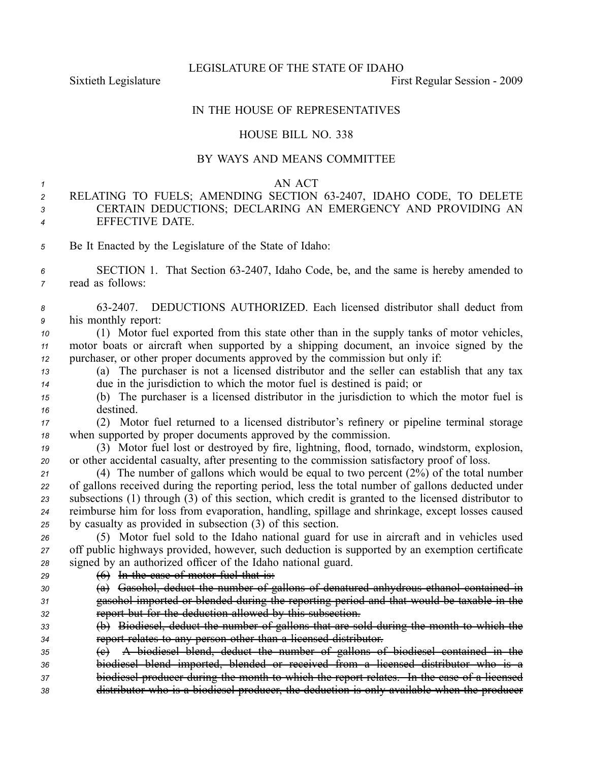LEGISLATURE OF THE STATE OF IDAHO

Sixtieth Legislature First Regular Session - 2009

IN THE HOUSE OF REPRESENTATIVES

HOUSE BILL NO. 338

BY WAYS AND MEANS COMMITTEE

AN ACT

RELATING TO FUELS; AMENDING SECTION 63-2407, IDAHO CODE, TO DELETE CERTAIN DEDUCTIONS; DECLARING AN EMERGENCY AND PROVIDING AN EFFECTIVE DATE.

Be It Enacted by the Legislature of the State of Idaho:

SECTION 1. That Section 63-2407, Idaho Code, be, and the same is hereby amended to read as follows:

63-2407. DEDUCTIONS AUTHORIZED. Each licensed distributor shall deduct from his monthly report:

(1) Motor fuel exported from this state other than in the supply tanks of motor vehicles, motor boats or aircraft when supported by a shipping document, an invoice signed by the purchaser, or other proper documents approved by the commission but only if:

(a) The purchaser is not a licensed distributor and the seller can establish that any tax due in the jurisdiction to which the motor fuel is destined is paid; or

(b) The purchaser is a licensed distributor in the jurisdiction to which the motor fuel is destined.

(2) Motor fuel returned to a licensed distributor's refinery or pipeline terminal storage when supported by proper documents approved by the commission.

(3) Motor fuel lost or destroyed by fire, lightning, flood, tornado, windstorm, explosion, or other accidental casualty, after presenting to the commission satisfactory proof of loss.

(4) The number of gallons which would be equal to two percent (2%) of the total number of gallons received during the reporting period, less the total number of gallons deducted under subsections (1) through (3) of this section, which credit is granted to the licensed distributor to reimburse him for loss from evaporation, handling, spillage and shrinkage, except losses caused by casualty as provided in subsection (3) of this section.

(5) Motor fuel sold to the Idaho national guard for use in aircraft and in vehicles used off public highways provided, however, such deduction is supported by an exemption certificate signed by an authorized officer of the Idaho national guard.

~~(6) In the case of motor fuel that is:~~

~~(a) Gasohol, deduct the number of gallons of denatured anhydrous ethanol contained in gasohol imported or blended during the reporting period and that would be taxable in the report but for the deduction allowed by this subsection.~~

~~(b) Biodiesel, deduct the number of gallons that are sold during the month to which the report relates to any person other than a licensed distributor.~~

~~(c) A biodiesel blend, deduct the number of gallons of biodiesel contained in the biodiesel blend imported, blended or received from a licensed distributor who is a biodiesel producer during the month to which the report relates. In the case of a licensed distributor who is a biodiesel producer, the deduction is only available when the producer~~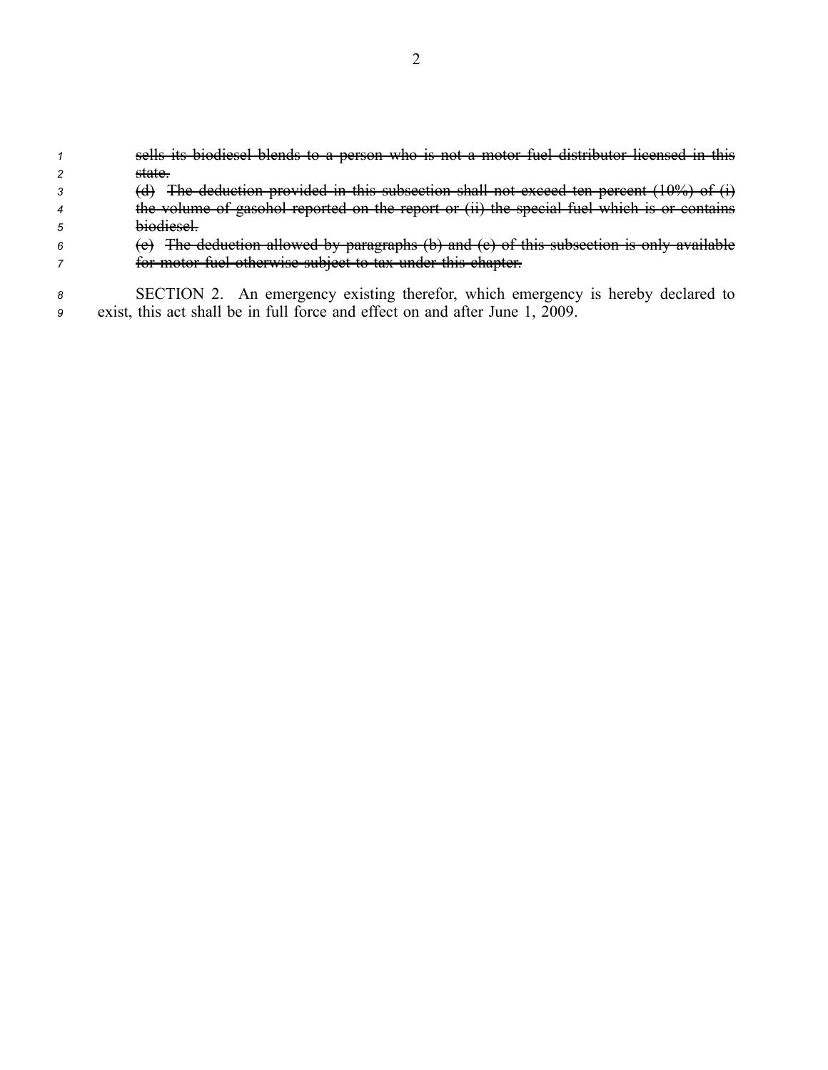~~sells its biodiesel blends to a person who is not a motor fuel distributor licensed in this state.~~

~~(d) The deduction provided in this subsection shall not exceed ten percent (10%) of (i) the volume of gasohol reported on the report or (ii) the special fuel which is or contains biodiesel.~~

~~(e) The deduction allowed by paragraphs (b) and (c) of this subsection is only available for motor fuel otherwise subject to tax under this chapter.~~

SECTION 2. An emergency existing therefor, which emergency is hereby declared to exist, this act shall be in full force and effect on and after June 1, 2009.